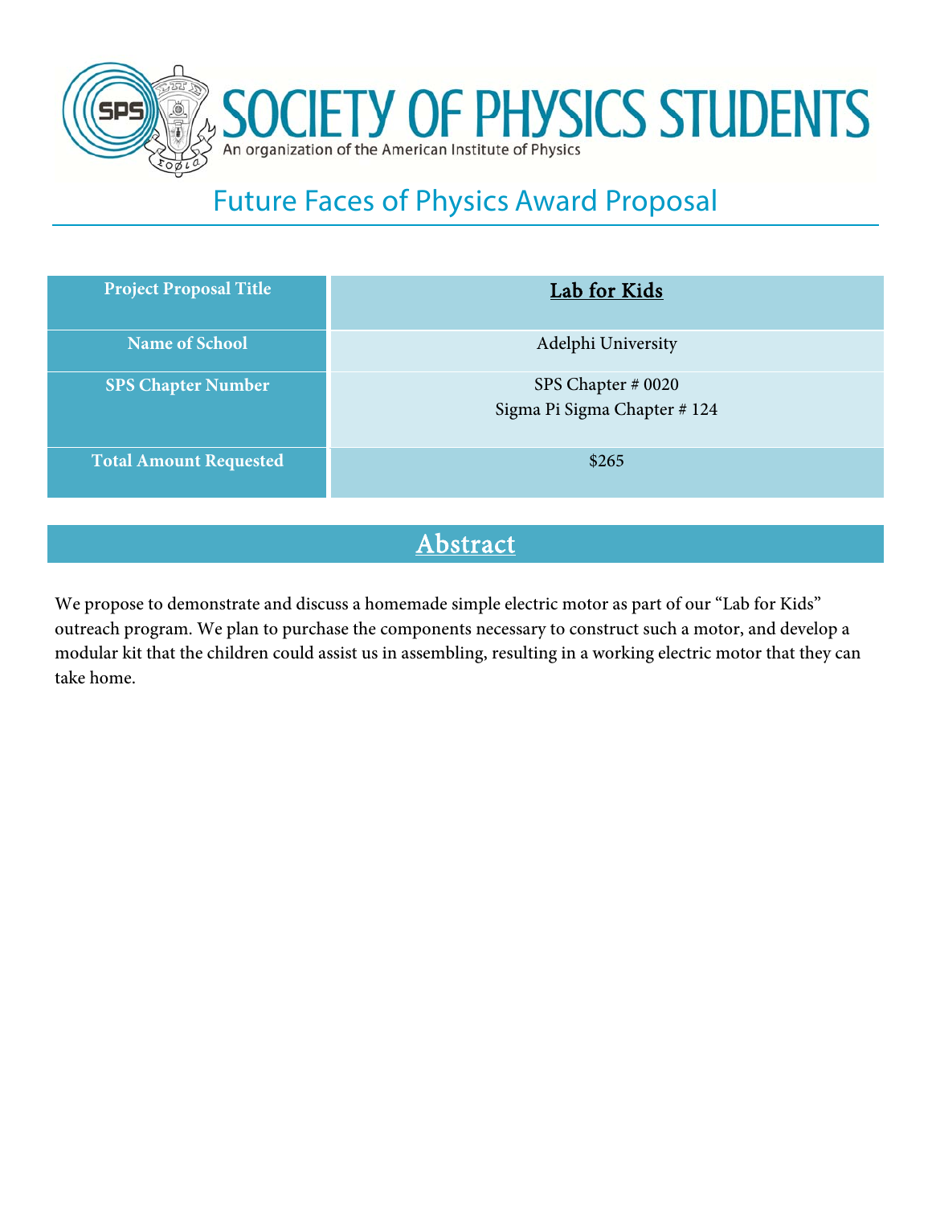# SOCIETY OF PHYSICS STUDENTS

An organization of the American Institute of Physics

## Future Faces of Physics Award Proposal

| Project Proposal Title | **Lab for Kids** |
|---|---|
| Name of School | Adelphi University |
| SPS Chapter Number | SPS Chapter # 0020<br>Sigma Pi Sigma Chapter # 124 |
| Total Amount Requested | $265 |

## Abstract

We propose to demonstrate and discuss a homemade simple electric motor as part of our "Lab for Kids" outreach program. We plan to purchase the components necessary to construct such a motor, and develop a modular kit that the children could assist us in assembling, resulting in a working electric motor that they can take home.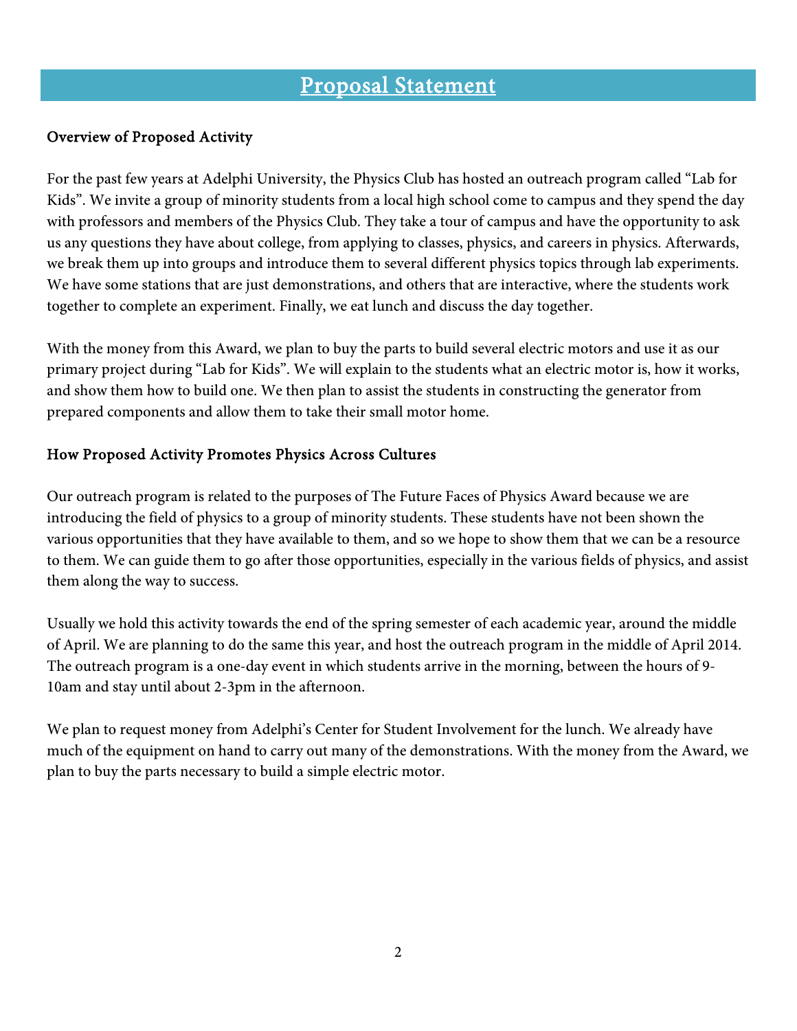# Proposal Statement

**Overview of Proposed Activity**

For the past few years at Adelphi University, the Physics Club has hosted an outreach program called "Lab for Kids". We invite a group of minority students from a local high school come to campus and they spend the day with professors and members of the Physics Club. They take a tour of campus and have the opportunity to ask us any questions they have about college, from applying to classes, physics, and careers in physics. Afterwards, we break them up into groups and introduce them to several different physics topics through lab experiments. We have some stations that are just demonstrations, and others that are interactive, where the students work together to complete an experiment. Finally, we eat lunch and discuss the day together.

With the money from this Award, we plan to buy the parts to build several electric motors and use it as our primary project during "Lab for Kids". We will explain to the students what an electric motor is, how it works, and show them how to build one. We then plan to assist the students in constructing the generator from prepared components and allow them to take their small motor home.

**How Proposed Activity Promotes Physics Across Cultures**

Our outreach program is related to the purposes of The Future Faces of Physics Award because we are introducing the field of physics to a group of minority students. These students have not been shown the various opportunities that they have available to them, and so we hope to show them that we can be a resource to them. We can guide them to go after those opportunities, especially in the various fields of physics, and assist them along the way to success.

Usually we hold this activity towards the end of the spring semester of each academic year, around the middle of April. We are planning to do the same this year, and host the outreach program in the middle of April 2014. The outreach program is a one-day event in which students arrive in the morning, between the hours of 9-10am and stay until about 2-3pm in the afternoon.

We plan to request money from Adelphi's Center for Student Involvement for the lunch. We already have much of the equipment on hand to carry out many of the demonstrations. With the money from the Award, we plan to buy the parts necessary to build a simple electric motor.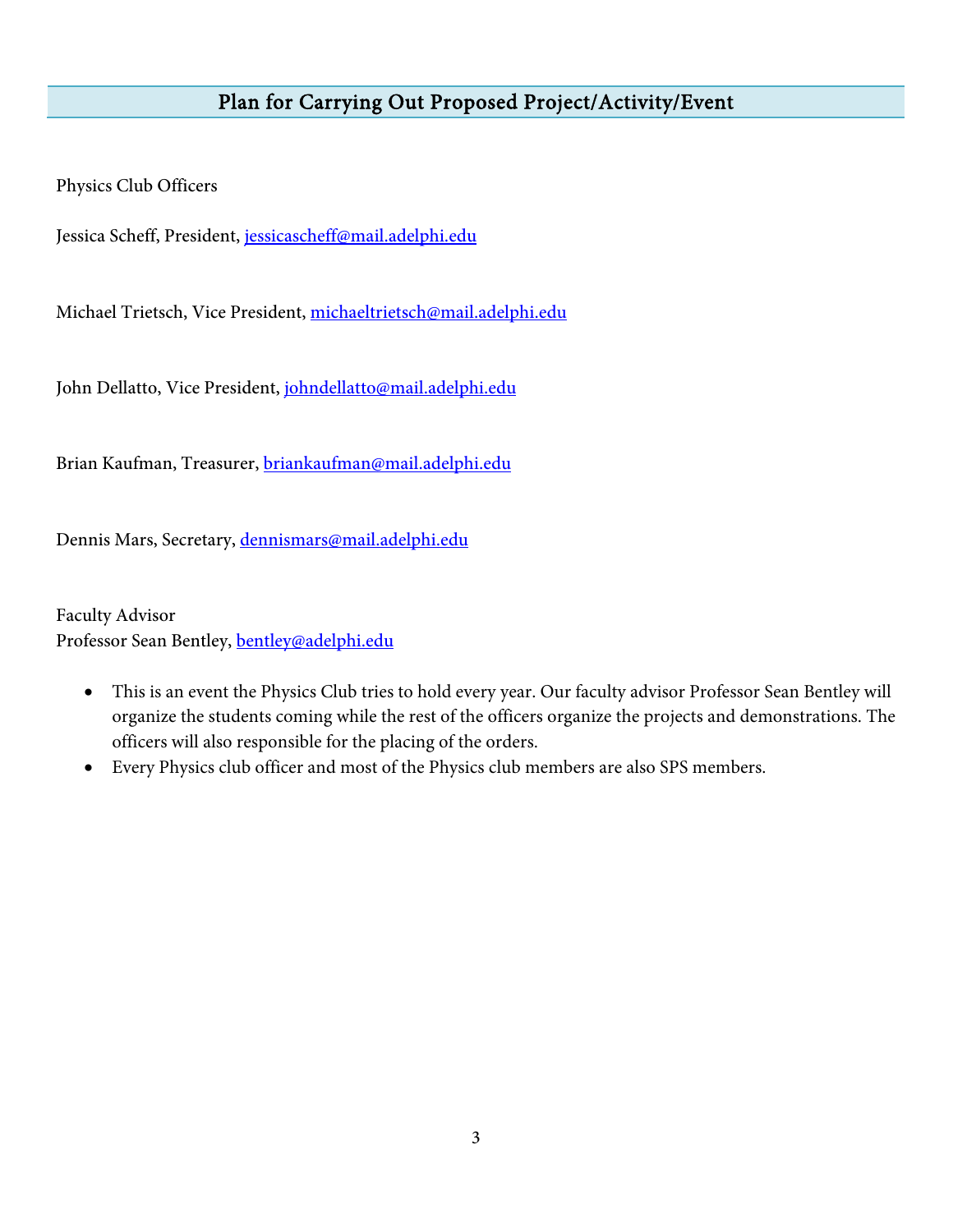## Plan for Carrying Out Proposed Project/Activity/Event

Physics Club Officers

Jessica Scheff, President, jessicascheff@mail.adelphi.edu

Michael Trietsch, Vice President, michaeltrietsch@mail.adelphi.edu

John Dellatto, Vice President, johndellatto@mail.adelphi.edu

Brian Kaufman, Treasurer, briankaufman@mail.adelphi.edu

Dennis Mars, Secretary, dennismars@mail.adelphi.edu

Faculty Advisor
Professor Sean Bentley, bentley@adelphi.edu

- This is an event the Physics Club tries to hold every year. Our faculty advisor Professor Sean Bentley will organize the students coming while the rest of the officers organize the projects and demonstrations. The officers will also responsible for the placing of the orders.
- Every Physics club officer and most of the Physics club members are also SPS members.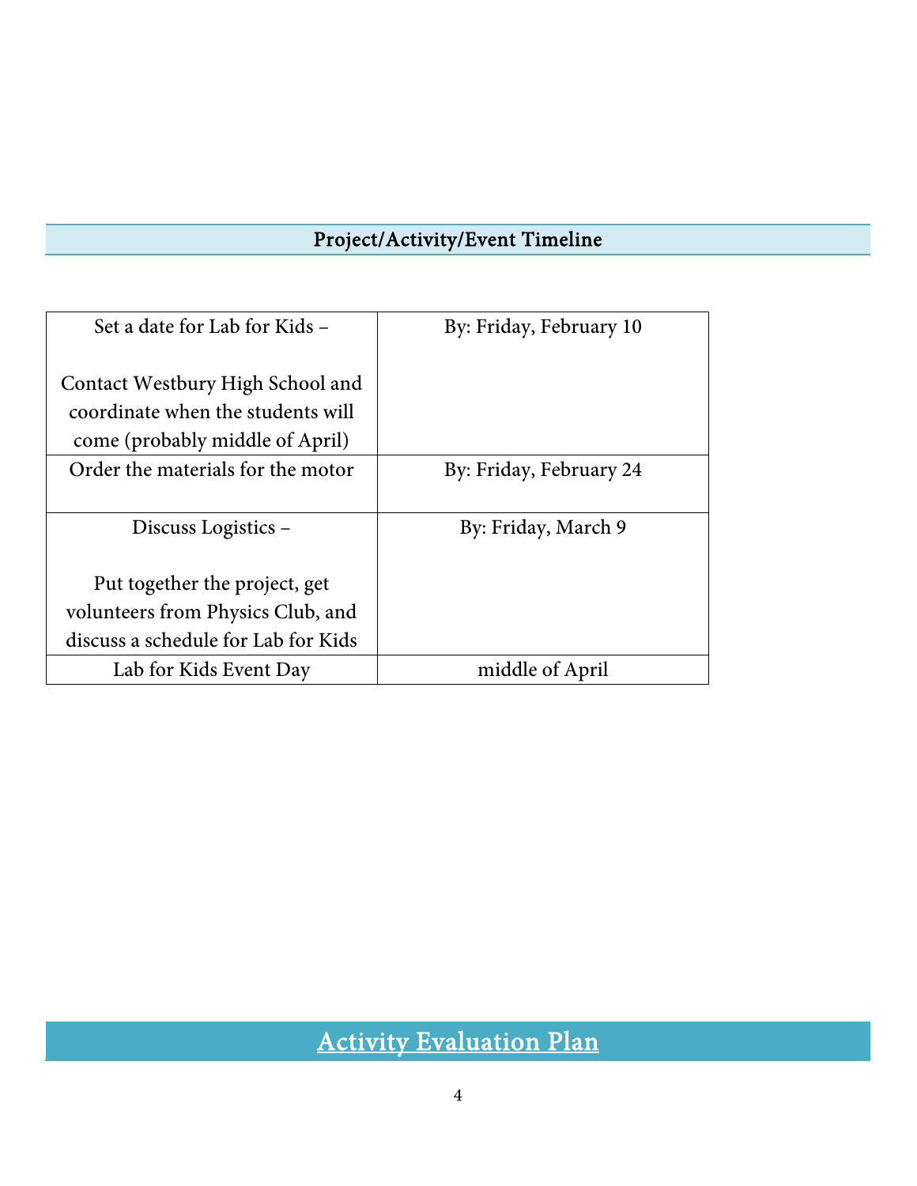## Project/Activity/Event Timeline

| Task | Deadline |
|---|---|
| Set a date for Lab for Kids – Contact Westbury High School and coordinate when the students will come (probably middle of April) | By: Friday, February 10 |
| Order the materials for the motor | By: Friday, February 24 |
| Discuss Logistics – Put together the project, get volunteers from Physics Club, and discuss a schedule for Lab for Kids | By: Friday, March 9 |
| Lab for Kids Event Day | middle of April |

## Activity Evaluation Plan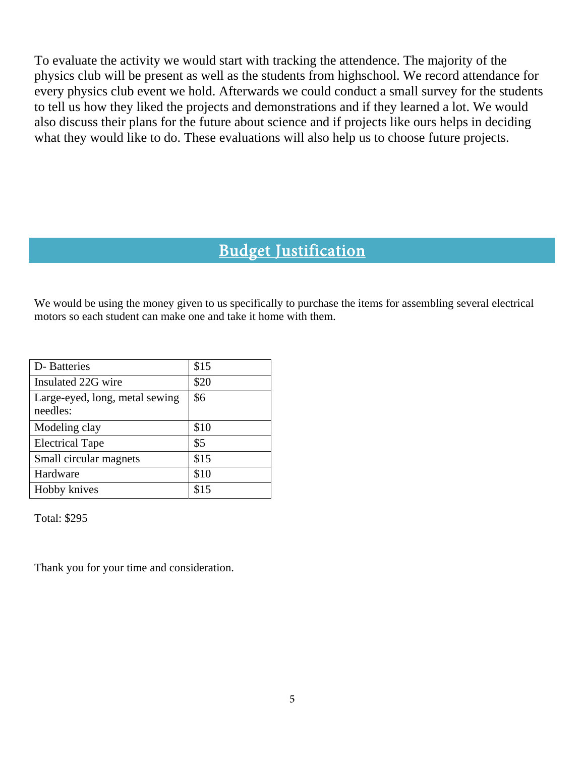To evaluate the activity we would start with tracking the attendence. The majority of the physics club will be present as well as the students from highschool. We record attendance for every physics club event we hold. Afterwards we could conduct a small survey for the students to tell us how they liked the projects and demonstrations and if they learned a lot. We would also discuss their plans for the future about science and if projects like ours helps in deciding what they would like to do. These evaluations will also help us to choose future projects.

## Budget Justification

We would be using the money given to us specifically to purchase the items for assembling several electrical motors so each student can make one and take it home with them.

| | |
|---|---|
| D- Batteries | $15 |
| Insulated 22G wire | $20 |
| Large-eyed, long, metal sewing needles: | $6 |
| Modeling clay | $10 |
| Electrical Tape | $5 |
| Small circular magnets | $15 |
| Hardware | $10 |
| Hobby knives | $15 |

Total: $295

Thank you for your time and consideration.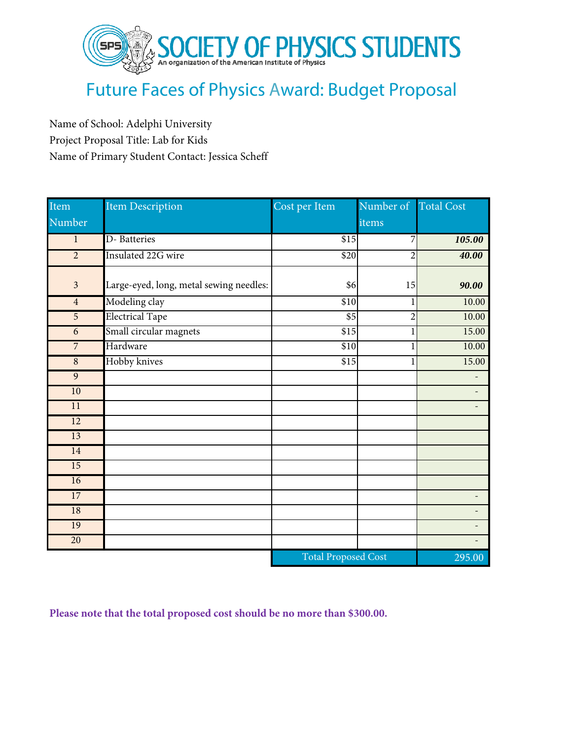SOCIETY OF PHYSICS STUDENTS

An organization of the American Institute of Physics

# Future Faces of Physics Award: Budget Proposal

Name of School: Adelphi University

Project Proposal Title: Lab for Kids

Name of Primary Student Contact: Jessica Scheff

| Item Number | Item Description | Cost per Item | Number of items | Total Cost |
|---|---|---|---|---|
| 1 | D- Batteries | $15 | 7 | ***105.00*** |
| 2 | Insulated 22G wire | $20 | 2 | ***40.00*** |
| 3 | Large-eyed, long, metal sewing needles: | $6 | 15 | ***90.00*** |
| 4 | Modeling clay | $10 | 1 | 10.00 |
| 5 | Electrical Tape | $5 | 2 | 10.00 |
| 6 | Small circular magnets | $15 | 1 | 15.00 |
| 7 | Hardware | $10 | 1 | 10.00 |
| 8 | Hobby knives | $15 | 1 | 15.00 |
| 9 | | | | - |
| 10 | | | | - |
| 11 | | | | - |
| 12 | | | | |
| 13 | | | | |
| 14 | | | | |
| 15 | | | | |
| 16 | | | | |
| 17 | | | | - |
| 18 | | | | - |
| 19 | | | | - |
| 20 | | | | - |
| | | Total Proposed Cost | | 295.00 |

**Please note that the total proposed cost should be no more than $300.00.**